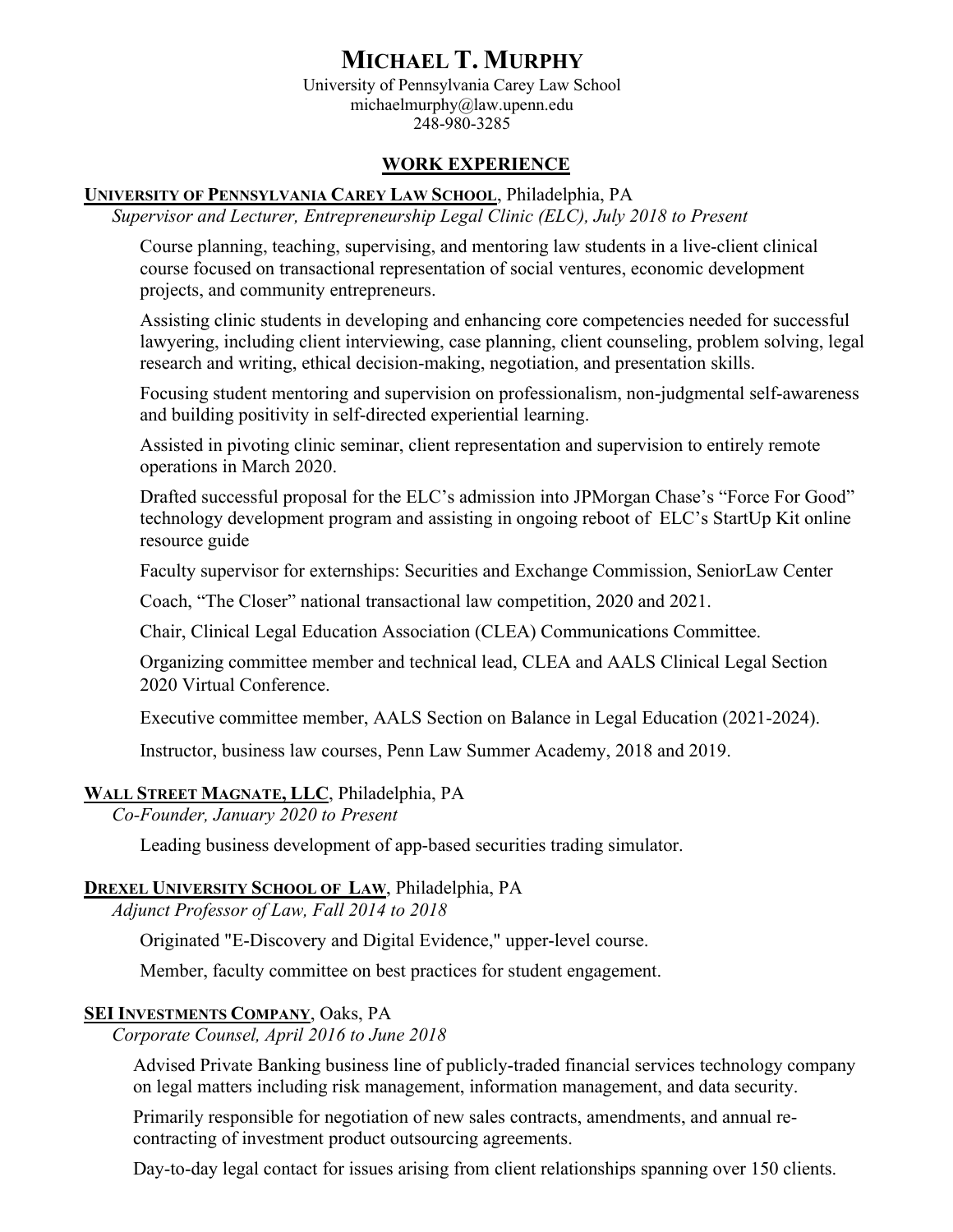# MICHAEL T. MURPHY

University of Pennsylvania Carey Law School
michaelmurphy@law.upenn.edu
248-980-3285

## WORK EXPERIENCE

**UNIVERSITY OF PENNSYLVANIA CAREY LAW SCHOOL**, Philadelphia, PA
*Supervisor and Lecturer, Entrepreneurship Legal Clinic (ELC), July 2018 to Present*

Course planning, teaching, supervising, and mentoring law students in a live-client clinical course focused on transactional representation of social ventures, economic development projects, and community entrepreneurs.

Assisting clinic students in developing and enhancing core competencies needed for successful lawyering, including client interviewing, case planning, client counseling, problem solving, legal research and writing, ethical decision-making, negotiation, and presentation skills.

Focusing student mentoring and supervision on professionalism, non-judgmental self-awareness and building positivity in self-directed experiential learning.

Assisted in pivoting clinic seminar, client representation and supervision to entirely remote operations in March 2020.

Drafted successful proposal for the ELC's admission into JPMorgan Chase's "Force For Good" technology development program and assisting in ongoing reboot of ELC's StartUp Kit online resource guide

Faculty supervisor for externships: Securities and Exchange Commission, SeniorLaw Center

Coach, "The Closer" national transactional law competition, 2020 and 2021.

Chair, Clinical Legal Education Association (CLEA) Communications Committee.

Organizing committee member and technical lead, CLEA and AALS Clinical Legal Section 2020 Virtual Conference.

Executive committee member, AALS Section on Balance in Legal Education (2021-2024).

Instructor, business law courses, Penn Law Summer Academy, 2018 and 2019.

**WALL STREET MAGNATE, LLC**, Philadelphia, PA
*Co-Founder, January 2020 to Present*

Leading business development of app-based securities trading simulator.

**DREXEL UNIVERSITY SCHOOL OF LAW**, Philadelphia, PA
*Adjunct Professor of Law, Fall 2014 to 2018*

Originated "E-Discovery and Digital Evidence," upper-level course.

Member, faculty committee on best practices for student engagement.

**SEI INVESTMENTS COMPANY**, Oaks, PA
*Corporate Counsel, April 2016 to June 2018*

Advised Private Banking business line of publicly-traded financial services technology company on legal matters including risk management, information management, and data security.

Primarily responsible for negotiation of new sales contracts, amendments, and annual re-contracting of investment product outsourcing agreements.

Day-to-day legal contact for issues arising from client relationships spanning over 150 clients.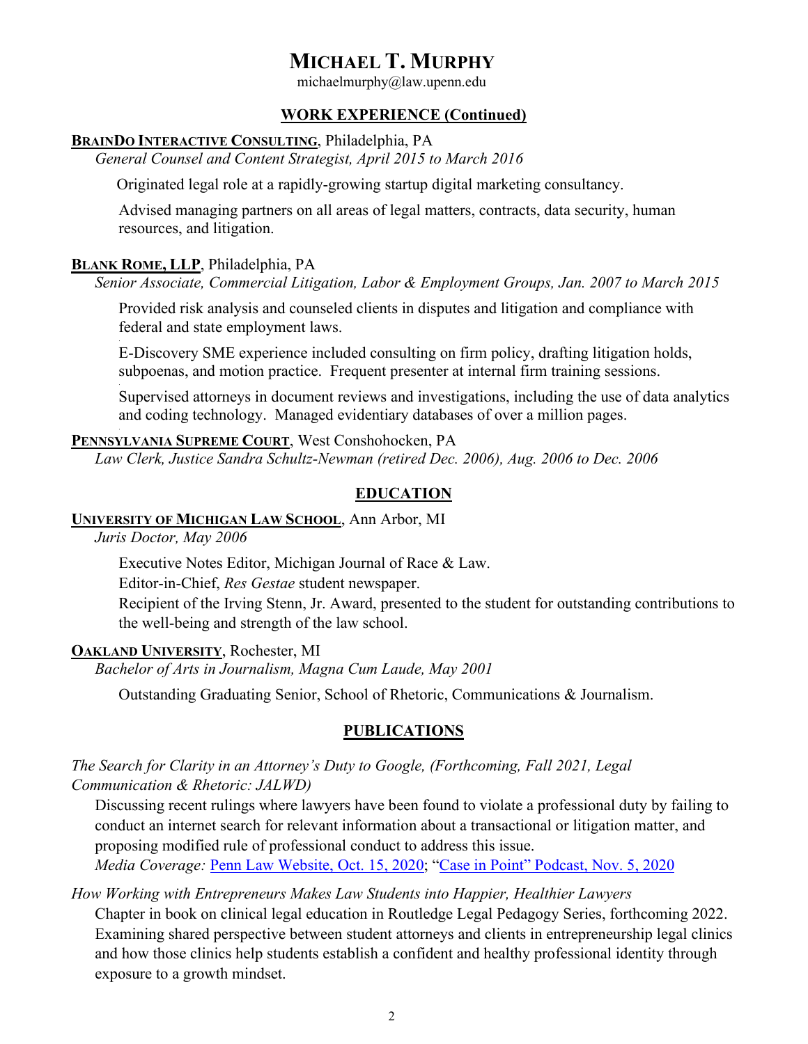# MICHAEL T. MURPHY

michaelmurphy@law.upenn.edu

## WORK EXPERIENCE (Continued)

**BRAINDO INTERACTIVE CONSULTING**, Philadelphia, PA
*General Counsel and Content Strategist, April 2015 to March 2016*

Originated legal role at a rapidly-growing startup digital marketing consultancy.

Advised managing partners on all areas of legal matters, contracts, data security, human resources, and litigation.

**BLANK ROME, LLP**, Philadelphia, PA
*Senior Associate, Commercial Litigation, Labor & Employment Groups, Jan. 2007 to March 2015*

Provided risk analysis and counseled clients in disputes and litigation and compliance with federal and state employment laws.

E-Discovery SME experience included consulting on firm policy, drafting litigation holds, subpoenas, and motion practice. Frequent presenter at internal firm training sessions.

Supervised attorneys in document reviews and investigations, including the use of data analytics and coding technology. Managed evidentiary databases of over a million pages.

**PENNSYLVANIA SUPREME COURT**, West Conshohocken, PA
*Law Clerk, Justice Sandra Schultz-Newman (retired Dec. 2006), Aug. 2006 to Dec. 2006*

## EDUCATION

**UNIVERSITY OF MICHIGAN LAW SCHOOL**, Ann Arbor, MI
*Juris Doctor, May 2006*

Executive Notes Editor, Michigan Journal of Race & Law.
Editor-in-Chief, *Res Gestae* student newspaper.
Recipient of the Irving Stenn, Jr. Award, presented to the student for outstanding contributions to the well-being and strength of the law school.

**OAKLAND UNIVERSITY**, Rochester, MI
*Bachelor of Arts in Journalism, Magna Cum Laude, May 2001*

Outstanding Graduating Senior, School of Rhetoric, Communications & Journalism.

## PUBLICATIONS

*The Search for Clarity in an Attorney's Duty to Google, (Forthcoming, Fall 2021, Legal Communication & Rhetoric: JALWD)*

Discussing recent rulings where lawyers have been found to violate a professional duty by failing to conduct an internet search for relevant information about a transactional or litigation matter, and proposing modified rule of professional conduct to address this issue.
*Media Coverage:* Penn Law Website, Oct. 15, 2020; "Case in Point" Podcast, Nov. 5, 2020

*How Working with Entrepreneurs Makes Law Students into Happier, Healthier Lawyers*

Chapter in book on clinical legal education in Routledge Legal Pedagogy Series, forthcoming 2022. Examining shared perspective between student attorneys and clients in entrepreneurship legal clinics and how those clinics help students establish a confident and healthy professional identity through exposure to a growth mindset.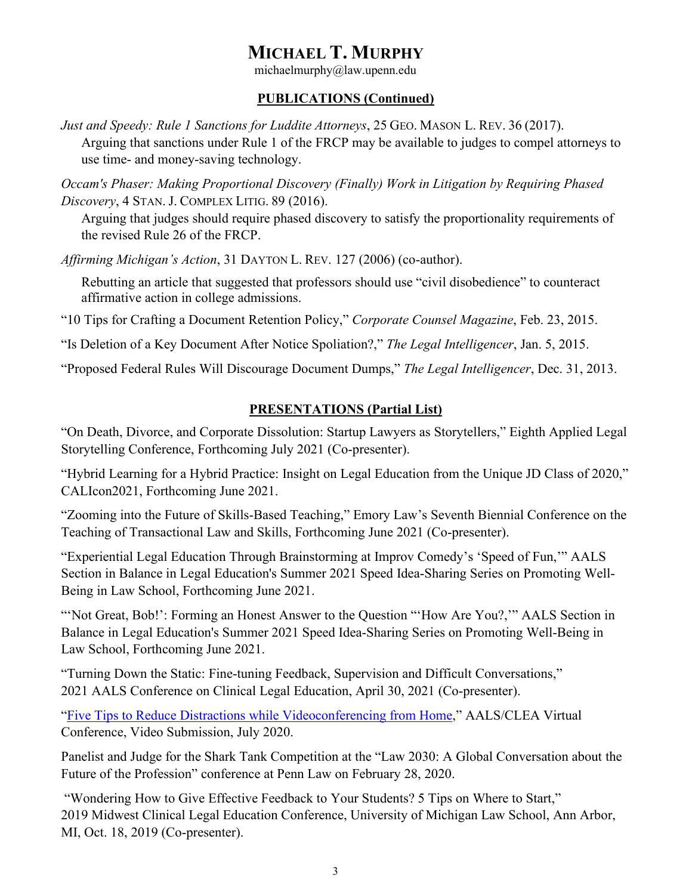# MICHAEL T. MURPHY

michaelmurphy@law.upenn.edu

## PUBLICATIONS (Continued)

*Just and Speedy: Rule 1 Sanctions for Luddite Attorneys*, 25 GEO. MASON L. REV. 36 (2017).
Arguing that sanctions under Rule 1 of the FRCP may be available to judges to compel attorneys to use time- and money-saving technology.

*Occam's Phaser: Making Proportional Discovery (Finally) Work in Litigation by Requiring Phased Discovery*, 4 STAN. J. COMPLEX LITIG. 89 (2016).
Arguing that judges should require phased discovery to satisfy the proportionality requirements of the revised Rule 26 of the FRCP.

*Affirming Michigan's Action*, 31 DAYTON L. REV. 127 (2006) (co-author).
Rebutting an article that suggested that professors should use "civil disobedience" to counteract affirmative action in college admissions.

"10 Tips for Crafting a Document Retention Policy," *Corporate Counsel Magazine*, Feb. 23, 2015.

"Is Deletion of a Key Document After Notice Spoliation?," *The Legal Intelligencer*, Jan. 5, 2015.

"Proposed Federal Rules Will Discourage Document Dumps," *The Legal Intelligencer*, Dec. 31, 2013.

## PRESENTATIONS (Partial List)

"On Death, Divorce, and Corporate Dissolution: Startup Lawyers as Storytellers," Eighth Applied Legal Storytelling Conference, Forthcoming July 2021 (Co-presenter).

"Hybrid Learning for a Hybrid Practice: Insight on Legal Education from the Unique JD Class of 2020," CALIcon2021, Forthcoming June 2021.

"Zooming into the Future of Skills-Based Teaching," Emory Law's Seventh Biennial Conference on the Teaching of Transactional Law and Skills, Forthcoming June 2021 (Co-presenter).

"Experiential Legal Education Through Brainstorming at Improv Comedy's 'Speed of Fun,'" AALS Section in Balance in Legal Education's Summer 2021 Speed Idea-Sharing Series on Promoting Well-Being in Law School, Forthcoming June 2021.

"'Not Great, Bob!': Forming an Honest Answer to the Question "'How Are You?,'" AALS Section in Balance in Legal Education's Summer 2021 Speed Idea-Sharing Series on Promoting Well-Being in Law School, Forthcoming June 2021.

"Turning Down the Static: Fine-tuning Feedback, Supervision and Difficult Conversations," 2021 AALS Conference on Clinical Legal Education, April 30, 2021 (Co-presenter).

"Five Tips to Reduce Distractions while Videoconferencing from Home," AALS/CLEA Virtual Conference, Video Submission, July 2020.

Panelist and Judge for the Shark Tank Competition at the "Law 2030: A Global Conversation about the Future of the Profession" conference at Penn Law on February 28, 2020.

"Wondering How to Give Effective Feedback to Your Students? 5 Tips on Where to Start," 2019 Midwest Clinical Legal Education Conference, University of Michigan Law School, Ann Arbor, MI, Oct. 18, 2019 (Co-presenter).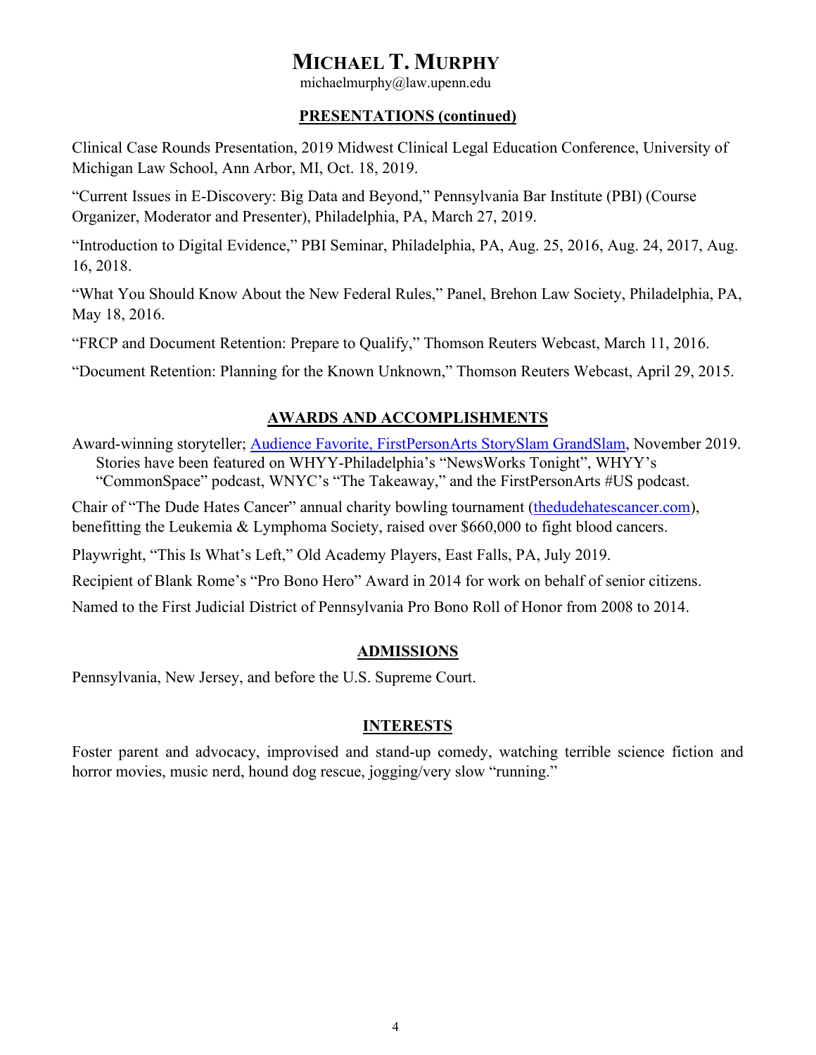# MICHAEL T. MURPHY

michaelmurphy@law.upenn.edu

## PRESENTATIONS (continued)

Clinical Case Rounds Presentation, 2019 Midwest Clinical Legal Education Conference, University of Michigan Law School, Ann Arbor, MI, Oct. 18, 2019.

"Current Issues in E-Discovery: Big Data and Beyond," Pennsylvania Bar Institute (PBI) (Course Organizer, Moderator and Presenter), Philadelphia, PA, March 27, 2019.

"Introduction to Digital Evidence," PBI Seminar, Philadelphia, PA, Aug. 25, 2016, Aug. 24, 2017, Aug. 16, 2018.

"What You Should Know About the New Federal Rules," Panel, Brehon Law Society, Philadelphia, PA, May 18, 2016.

"FRCP and Document Retention: Prepare to Qualify," Thomson Reuters Webcast, March 11, 2016.

"Document Retention: Planning for the Known Unknown," Thomson Reuters Webcast, April 29, 2015.

## AWARDS AND ACCOMPLISHMENTS

Award-winning storyteller; Audience Favorite, FirstPersonArts StorySlam GrandSlam, November 2019. Stories have been featured on WHYY-Philadelphia's "NewsWorks Tonight", WHYY's "CommonSpace" podcast, WNYC's "The Takeaway," and the FirstPersonArts #US podcast.

Chair of "The Dude Hates Cancer" annual charity bowling tournament (thedudehatescancer.com), benefitting the Leukemia & Lymphoma Society, raised over $660,000 to fight blood cancers.

Playwright, "This Is What's Left," Old Academy Players, East Falls, PA, July 2019.

Recipient of Blank Rome's "Pro Bono Hero" Award in 2014 for work on behalf of senior citizens.

Named to the First Judicial District of Pennsylvania Pro Bono Roll of Honor from 2008 to 2014.

## ADMISSIONS

Pennsylvania, New Jersey, and before the U.S. Supreme Court.

## INTERESTS

Foster parent and advocacy, improvised and stand-up comedy, watching terrible science fiction and horror movies, music nerd, hound dog rescue, jogging/very slow "running."